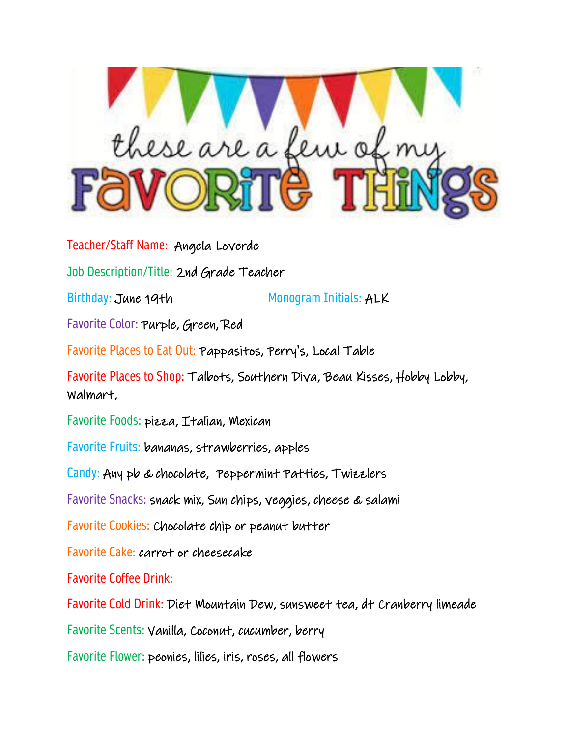# these are a few of my FAVORITE THINGS

**Teacher/Staff Name:** Angela Loverde

**Job Description/Title:** 2nd Grade Teacher

**Birthday:** June 19th **Monogram Initials:** ALK

**Favorite Color:** Purple, Green, Red

**Favorite Places to Eat Out:** Pappasitos, Perry's, Local Table

**Favorite Places to Shop:** Talbots, Southern Diva, Beau Kisses, Hobby Lobby, Walmart,

**Favorite Foods:** pizza, Italian, Mexican

**Favorite Fruits:** bananas, strawberries, apples

**Candy:** Any pb & chocolate, Peppermint Patties, Twizzlers

**Favorite Snacks:** snack mix, Sun chips, veggies, cheese & salami

**Favorite Cookies:** Chocolate chip or peanut butter

**Favorite Cake:** carrot or cheesecake

**Favorite Coffee Drink:**

**Favorite Cold Drink:** Diet Mountain Dew, sunsweet tea, dt Cranberry limeade

**Favorite Scents:** Vanilla, Coconut, cucumber, berry

**Favorite Flower:** peonies, lilies, iris, roses, all flowers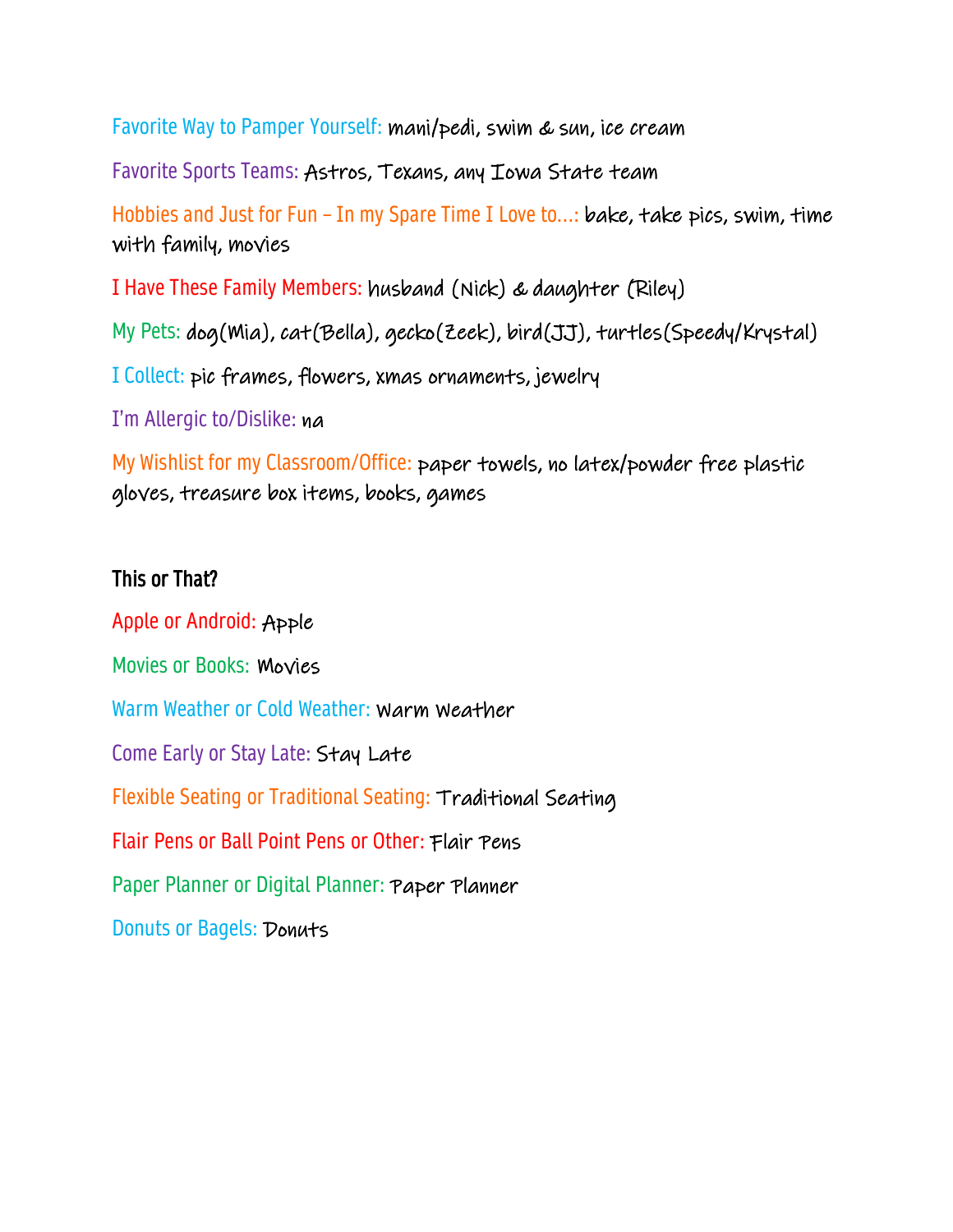Favorite Way to Pamper Yourself: mani/pedi, swim & sun, ice cream

Favorite Sports Teams: Astros, Texans, any Iowa State team

Hobbies and Just for Fun – In my Spare Time I Love to…: bake, take pics, swim, time with family, movies

I Have These Family Members: husband (Nick) & daughter (Riley)

My Pets: dog(Mia), cat(Bella), gecko(Zeek), bird(JJ), turtles(Speedy/Krystal)

I Collect: pic frames, flowers, xmas ornaments, jewelry

I'm Allergic to/Dislike: na

My Wishlist for my Classroom/Office: paper towels, no latex/powder free plastic gloves, treasure box items, books, games

**This or That?**

Apple or Android: Apple

Movies or Books: Movies

Warm Weather or Cold Weather: Warm Weather

Come Early or Stay Late: Stay Late

Flexible Seating or Traditional Seating: Traditional Seating

Flair Pens or Ball Point Pens or Other: Flair Pens

Paper Planner or Digital Planner: Paper Planner

Donuts or Bagels: Donuts